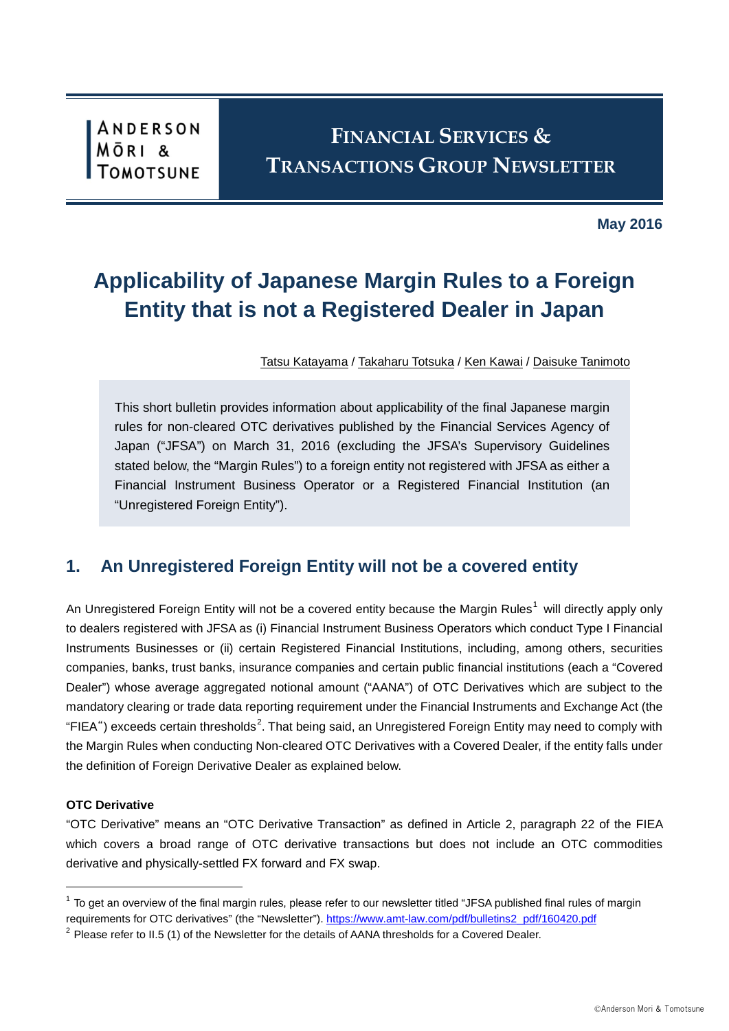ANDERSON MŌRI & TOMOTSUNE

**FINANCIAL SERVICES & TRANSACTIONS GROUP NEWSLETTER**

**May 2016**

# Applicability of Japanese Margin Rules to a Foreign Entity that is not a Registered Dealer in Japan

Tatsu Katayama / Takaharu Totsuka / Ken Kawai / Daisuke Tanimoto

This short bulletin provides information about applicability of the final Japanese margin rules for non-cleared OTC derivatives published by the Financial Services Agency of Japan ("JFSA") on March 31, 2016 (excluding the JFSA's Supervisory Guidelines stated below, the "Margin Rules") to a foreign entity not registered with JFSA as either a Financial Instrument Business Operator or a Registered Financial Institution (an "Unregistered Foreign Entity").

## 1. An Unregistered Foreign Entity will not be a covered entity

An Unregistered Foreign Entity will not be a covered entity because the Margin Rules[1] will directly apply only to dealers registered with JFSA as (i) Financial Instrument Business Operators which conduct Type I Financial Instruments Businesses or (ii) certain Registered Financial Institutions, including, among others, securities companies, banks, trust banks, insurance companies and certain public financial institutions (each a "Covered Dealer") whose average aggregated notional amount ("AANA") of OTC Derivatives which are subject to the mandatory clearing or trade data reporting requirement under the Financial Instruments and Exchange Act (the "FIEA") exceeds certain thresholds[2]. That being said, an Unregistered Foreign Entity may need to comply with the Margin Rules when conducting Non-cleared OTC Derivatives with a Covered Dealer, if the entity falls under the definition of Foreign Derivative Dealer as explained below.

**OTC Derivative**

"OTC Derivative" means an "OTC Derivative Transaction" as defined in Article 2, paragraph 22 of the FIEA which covers a broad range of OTC derivative transactions but does not include an OTC commodities derivative and physically-settled FX forward and FX swap.

---

[1] To get an overview of the final margin rules, please refer to our newsletter titled "JFSA published final rules of margin requirements for OTC derivatives" (the "Newsletter"). https://www.amt-law.com/pdf/bulletins2_pdf/160420.pdf

[2] Please refer to II.5 (1) of the Newsletter for the details of AANA thresholds for a Covered Dealer.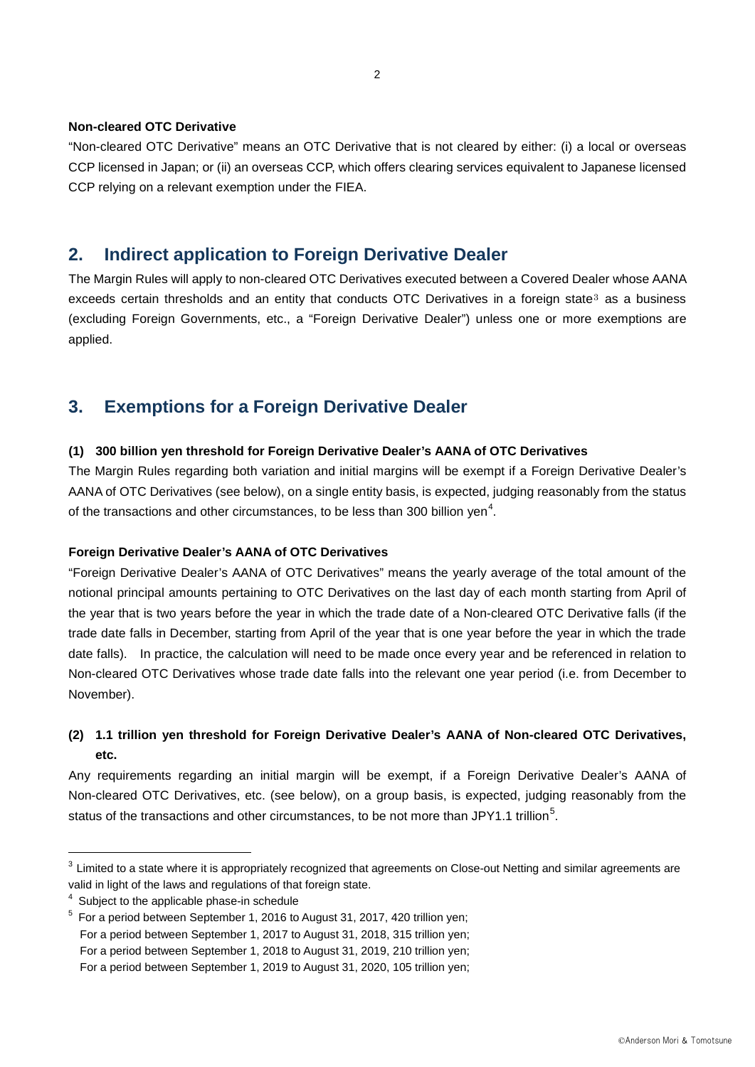**Non-cleared OTC Derivative**

"Non-cleared OTC Derivative" means an OTC Derivative that is not cleared by either: (i) a local or overseas CCP licensed in Japan; or (ii) an overseas CCP, which offers clearing services equivalent to Japanese licensed CCP relying on a relevant exemption under the FIEA.

## 2. Indirect application to Foreign Derivative Dealer

The Margin Rules will apply to non-cleared OTC Derivatives executed between a Covered Dealer whose AANA exceeds certain thresholds and an entity that conducts OTC Derivatives in a foreign state[3] as a business (excluding Foreign Governments, etc., a "Foreign Derivative Dealer") unless one or more exemptions are applied.

## 3. Exemptions for a Foreign Derivative Dealer

### (1) 300 billion yen threshold for Foreign Derivative Dealer's AANA of OTC Derivatives

The Margin Rules regarding both variation and initial margins will be exempt if a Foreign Derivative Dealer's AANA of OTC Derivatives (see below), on a single entity basis, is expected, judging reasonably from the status of the transactions and other circumstances, to be less than 300 billion yen[4].

**Foreign Derivative Dealer's AANA of OTC Derivatives**

"Foreign Derivative Dealer's AANA of OTC Derivatives" means the yearly average of the total amount of the notional principal amounts pertaining to OTC Derivatives on the last day of each month starting from April of the year that is two years before the year in which the trade date of a Non-cleared OTC Derivative falls (if the trade date falls in December, starting from April of the year that is one year before the year in which the trade date falls). In practice, the calculation will need to be made once every year and be referenced in relation to Non-cleared OTC Derivatives whose trade date falls into the relevant one year period (i.e. from December to November).

### (2) 1.1 trillion yen threshold for Foreign Derivative Dealer's AANA of Non-cleared OTC Derivatives, etc.

Any requirements regarding an initial margin will be exempt, if a Foreign Derivative Dealer's AANA of Non-cleared OTC Derivatives, etc. (see below), on a group basis, is expected, judging reasonably from the status of the transactions and other circumstances, to be not more than JPY1.1 trillion[5].

---

[3] Limited to a state where it is appropriately recognized that agreements on Close-out Netting and similar agreements are valid in light of the laws and regulations of that foreign state.

[4] Subject to the applicable phase-in schedule

[5] For a period between September 1, 2016 to August 31, 2017, 420 trillion yen;
For a period between September 1, 2017 to August 31, 2018, 315 trillion yen;
For a period between September 1, 2018 to August 31, 2019, 210 trillion yen;
For a period between September 1, 2019 to August 31, 2020, 105 trillion yen;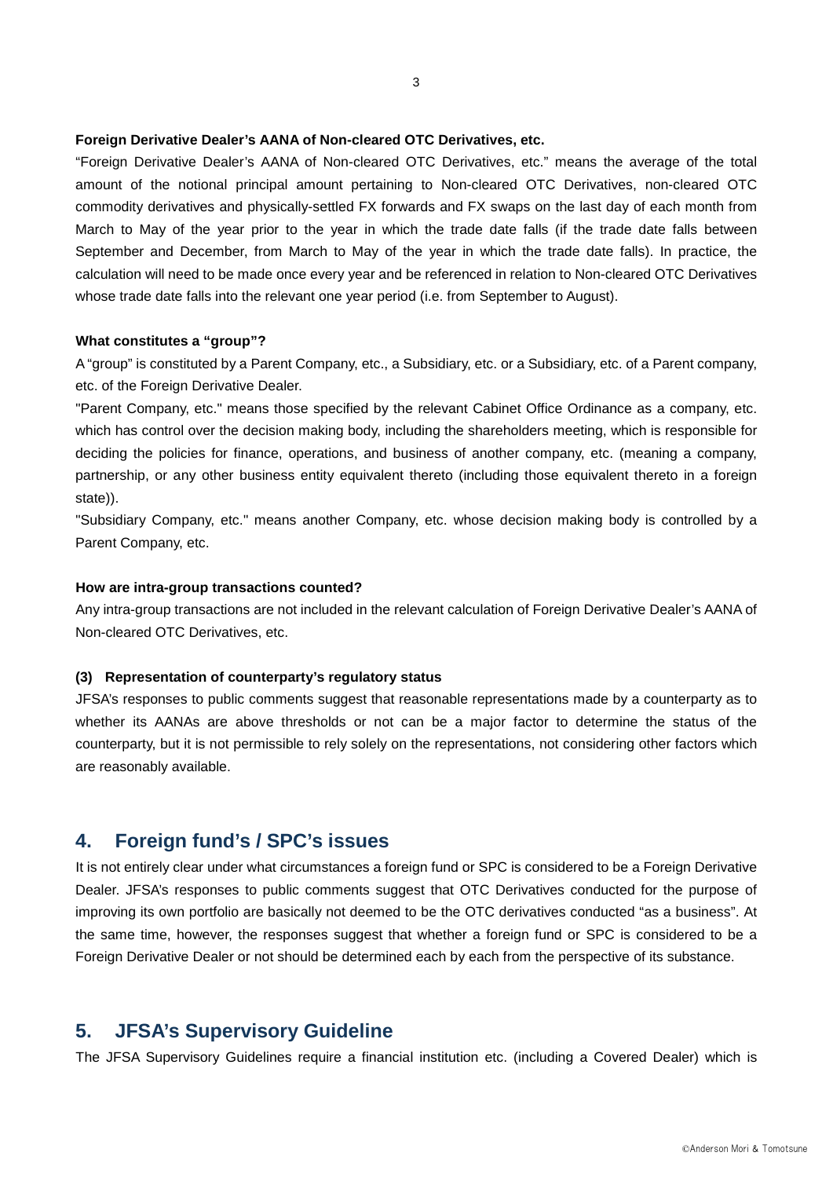**Foreign Derivative Dealer's AANA of Non-cleared OTC Derivatives, etc.**

"Foreign Derivative Dealer's AANA of Non-cleared OTC Derivatives, etc." means the average of the total amount of the notional principal amount pertaining to Non-cleared OTC Derivatives, non-cleared OTC commodity derivatives and physically-settled FX forwards and FX swaps on the last day of each month from March to May of the year prior to the year in which the trade date falls (if the trade date falls between September and December, from March to May of the year in which the trade date falls). In practice, the calculation will need to be made once every year and be referenced in relation to Non-cleared OTC Derivatives whose trade date falls into the relevant one year period (i.e. from September to August).

**What constitutes a "group"?**

A "group" is constituted by a Parent Company, etc., a Subsidiary, etc. or a Subsidiary, etc. of a Parent company, etc. of the Foreign Derivative Dealer.

"Parent Company, etc." means those specified by the relevant Cabinet Office Ordinance as a company, etc. which has control over the decision making body, including the shareholders meeting, which is responsible for deciding the policies for finance, operations, and business of another company, etc. (meaning a company, partnership, or any other business entity equivalent thereto (including those equivalent thereto in a foreign state)).

"Subsidiary Company, etc." means another Company, etc. whose decision making body is controlled by a Parent Company, etc.

**How are intra-group transactions counted?**

Any intra-group transactions are not included in the relevant calculation of Foreign Derivative Dealer's AANA of Non-cleared OTC Derivatives, etc.

**(3) Representation of counterparty's regulatory status**

JFSA's responses to public comments suggest that reasonable representations made by a counterparty as to whether its AANAs are above thresholds or not can be a major factor to determine the status of the counterparty, but it is not permissible to rely solely on the representations, not considering other factors which are reasonably available.

## 4. Foreign fund's / SPC's issues

It is not entirely clear under what circumstances a foreign fund or SPC is considered to be a Foreign Derivative Dealer. JFSA's responses to public comments suggest that OTC Derivatives conducted for the purpose of improving its own portfolio are basically not deemed to be the OTC derivatives conducted "as a business". At the same time, however, the responses suggest that whether a foreign fund or SPC is considered to be a Foreign Derivative Dealer or not should be determined each by each from the perspective of its substance.

## 5. JFSA's Supervisory Guideline

The JFSA Supervisory Guidelines require a financial institution etc. (including a Covered Dealer) which is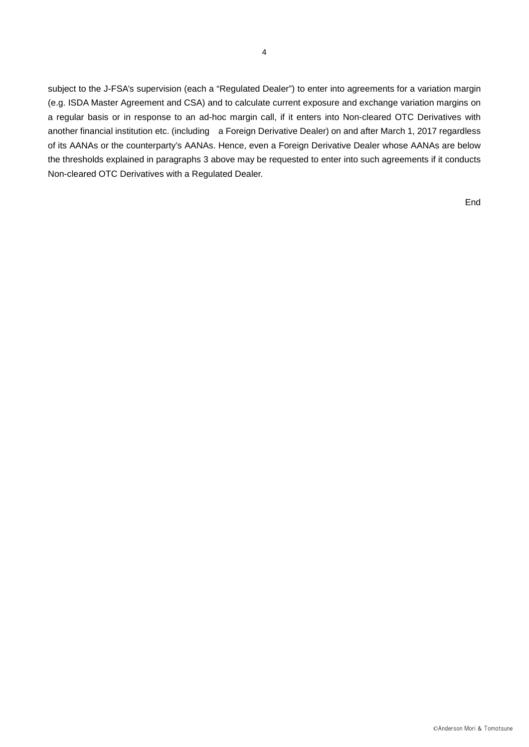subject to the J-FSA's supervision (each a "Regulated Dealer") to enter into agreements for a variation margin (e.g. ISDA Master Agreement and CSA) and to calculate current exposure and exchange variation margins on a regular basis or in response to an ad-hoc margin call, if it enters into Non-cleared OTC Derivatives with another financial institution etc. (including a Foreign Derivative Dealer) on and after March 1, 2017 regardless of its AANAs or the counterparty's AANAs. Hence, even a Foreign Derivative Dealer whose AANAs are below the thresholds explained in paragraphs 3 above may be requested to enter into such agreements if it conducts Non-cleared OTC Derivatives with a Regulated Dealer.

End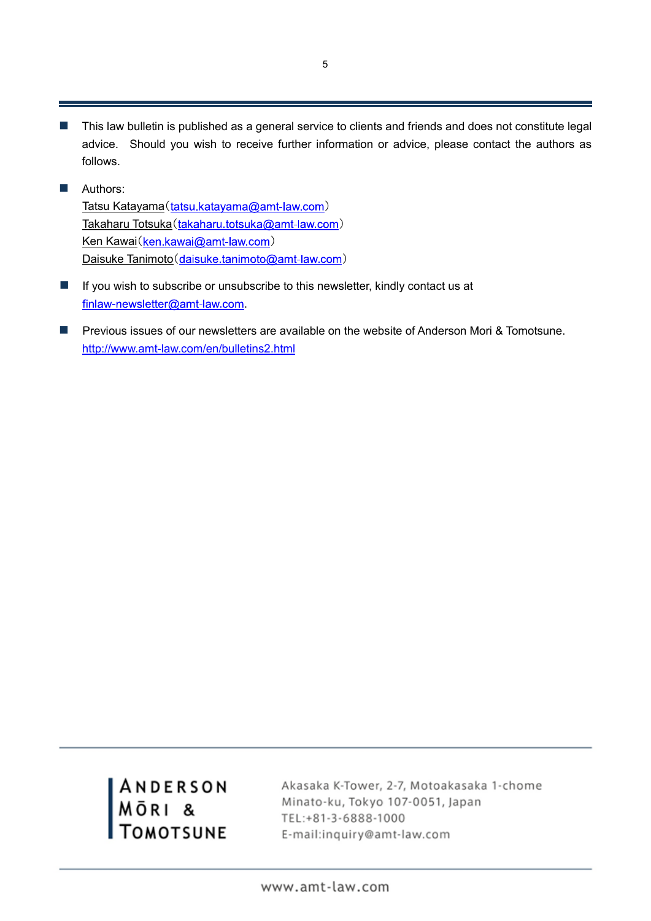- This law bulletin is published as a general service to clients and friends and does not constitute legal advice. Should you wish to receive further information or advice, please contact the authors as follows.

- Authors:
  Tatsu Katayama（tatsu.katayama@amt-law.com）
  Takaharu Totsuka（takaharu.totsuka@amt-law.com）
  Ken Kawai（ken.kawai@amt-law.com）
  Daisuke Tanimoto（daisuke.tanimoto@amt-law.com）

- If you wish to subscribe or unsubscribe to this newsletter, kindly contact us at finlaw-newsletter@amt-law.com.

- Previous issues of our newsletters are available on the website of Anderson Mori & Tomotsune.
  http://www.amt-law.com/en/bulletins2.html

ANDERSON MŌRI & TOMOTSUNE

Akasaka K-Tower, 2-7, Motoakasaka 1-chome
Minato-ku, Tokyo 107-0051, Japan
TEL:+81-3-6888-1000
E-mail:inquiry@amt-law.com

www.amt-law.com